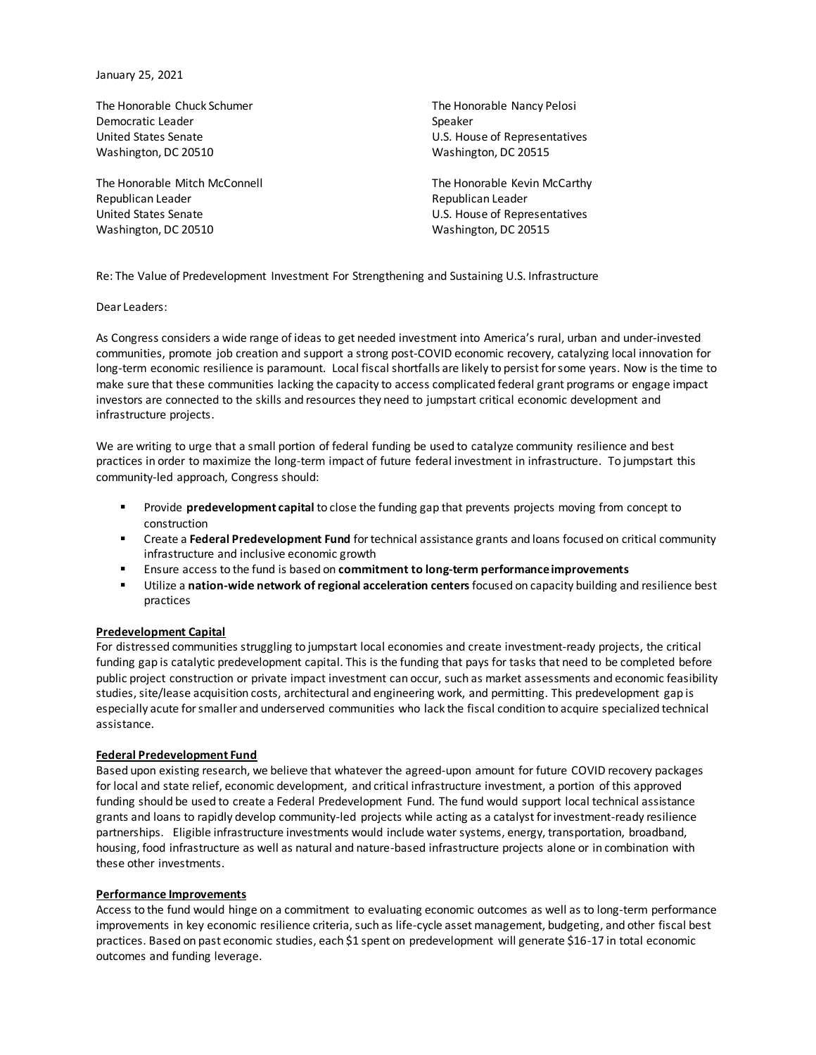January 25, 2021

The Honorable Chuck Schumer
Democratic Leader
United States Senate
Washington, DC 20510

The Honorable Nancy Pelosi
Speaker
U.S. House of Representatives
Washington, DC 20515

The Honorable Mitch McConnell
Republican Leader
United States Senate
Washington, DC 20510

The Honorable Kevin McCarthy
Republican Leader
U.S. House of Representatives
Washington, DC 20515

Re: The Value of Predevelopment Investment For Strengthening and Sustaining U.S. Infrastructure

Dear Leaders:

As Congress considers a wide range of ideas to get needed investment into America's rural, urban and under-invested communities, promote job creation and support a strong post-COVID economic recovery, catalyzing local innovation for long-term economic resilience is paramount. Local fiscal shortfalls are likely to persist for some years. Now is the time to make sure that these communities lacking the capacity to access complicated federal grant programs or engage impact investors are connected to the skills and resources they need to jumpstart critical economic development and infrastructure projects.

We are writing to urge that a small portion of federal funding be used to catalyze community resilience and best practices in order to maximize the long-term impact of future federal investment in infrastructure. To jumpstart this community-led approach, Congress should:

- Provide **predevelopment capital** to close the funding gap that prevents projects moving from concept to construction
- Create a **Federal Predevelopment Fund** for technical assistance grants and loans focused on critical community infrastructure and inclusive economic growth
- Ensure access to the fund is based on **commitment to long-term performance improvements**
- Utilize a **nation-wide network of regional acceleration centers** focused on capacity building and resilience best practices

**Predevelopment Capital**

For distressed communities struggling to jumpstart local economies and create investment-ready projects, the critical funding gap is catalytic predevelopment capital. This is the funding that pays for tasks that need to be completed before public project construction or private impact investment can occur, such as market assessments and economic feasibility studies, site/lease acquisition costs, architectural and engineering work, and permitting. This predevelopment gap is especially acute for smaller and underserved communities who lack the fiscal condition to acquire specialized technical assistance.

**Federal Predevelopment Fund**

Based upon existing research, we believe that whatever the agreed-upon amount for future COVID recovery packages for local and state relief, economic development, and critical infrastructure investment, a portion of this approved funding should be used to create a Federal Predevelopment Fund. The fund would support local technical assistance grants and loans to rapidly develop community-led projects while acting as a catalyst for investment-ready resilience partnerships. Eligible infrastructure investments would include water systems, energy, transportation, broadband, housing, food infrastructure as well as natural and nature-based infrastructure projects alone or in combination with these other investments.

**Performance Improvements**

Access to the fund would hinge on a commitment to evaluating economic outcomes as well as to long-term performance improvements in key economic resilience criteria, such as life-cycle asset management, budgeting, and other fiscal best practices. Based on past economic studies, each $1 spent on predevelopment will generate $16-17 in total economic outcomes and funding leverage.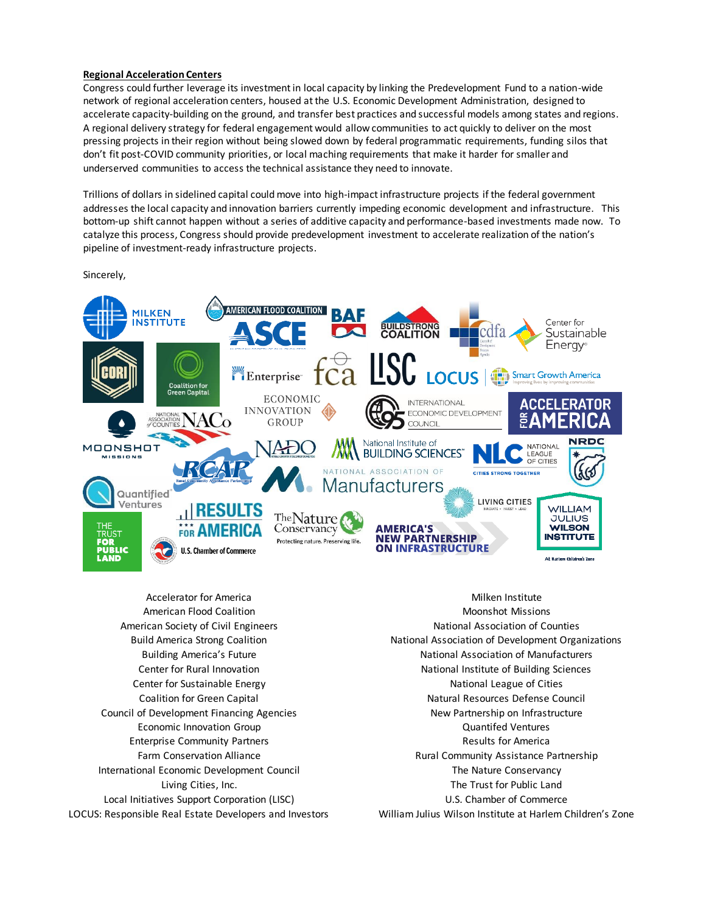**Regional Acceleration Centers**

Congress could further leverage its investment in local capacity by linking the Predevelopment Fund to a nation-wide network of regional acceleration centers, housed at the U.S. Economic Development Administration, designed to accelerate capacity-building on the ground, and transfer best practices and successful models among states and regions. A regional delivery strategy for federal engagement would allow communities to act quickly to deliver on the most pressing projects in their region without being slowed down by federal programmatic requirements, funding silos that don't fit post-COVID community priorities, or local maching requirements that make it harder for smaller and underserved communities to access the technical assistance they need to innovate.

Trillions of dollars in sidelined capital could move into high-impact infrastructure projects if the federal government addresses the local capacity and innovation barriers currently impeding economic development and infrastructure. This bottom-up shift cannot happen without a series of additive capacity and performance-based investments made now. To catalyze this process, Congress should provide predevelopment investment to accelerate realization of the nation's pipeline of investment-ready infrastructure projects.

Sincerely,

Accelerator for America
American Flood Coalition
American Society of Civil Engineers
Build America Strong Coalition
Building America's Future
Center for Rural Innovation
Center for Sustainable Energy
Coalition for Green Capital
Council of Development Financing Agencies
Economic Innovation Group
Enterprise Community Partners
Farm Conservation Alliance
International Economic Development Council
Living Cities, Inc.
Local Initiatives Support Corporation (LISC)
LOCUS: Responsible Real Estate Developers and Investors

Milken Institute
Moonshot Missions
National Association of Counties
National Association of Development Organizations
National Association of Manufacturers
National Institute of Building Sciences
National League of Cities
Natural Resources Defense Council
New Partnership on Infrastructure
Quantifed Ventures
Results for America
Rural Community Assistance Partnership
The Nature Conservancy
The Trust for Public Land
U.S. Chamber of Commerce
William Julius Wilson Institute at Harlem Children's Zone